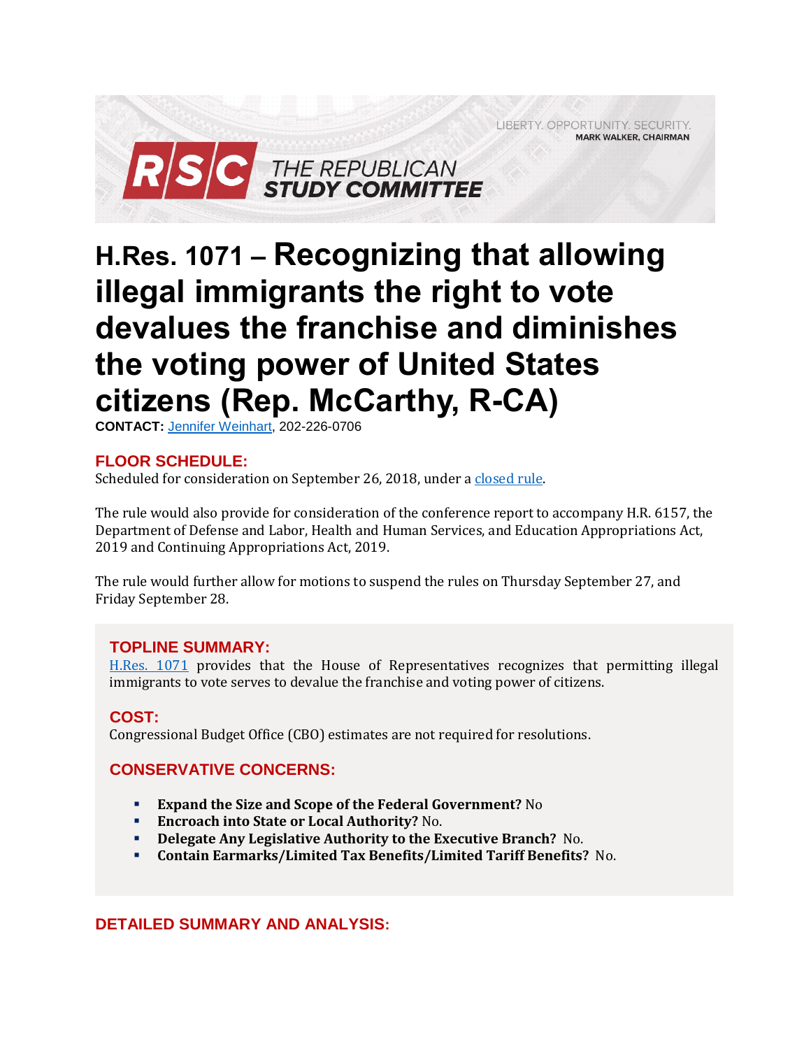LIBERTY. OPPORTUNITY. SECURITY.
MARK WALKER, CHAIRMAN

RSC THE REPUBLICAN STUDY COMMITTEE

# H.Res. 1071 – Recognizing that allowing illegal immigrants the right to vote devalues the franchise and diminishes the voting power of United States citizens (Rep. McCarthy, R-CA)

**CONTACT:** Jennifer Weinhart, 202-226-0706

## FLOOR SCHEDULE:

Scheduled for consideration on September 26, 2018, under a closed rule.

The rule would also provide for consideration of the conference report to accompany H.R. 6157, the Department of Defense and Labor, Health and Human Services, and Education Appropriations Act, 2019 and Continuing Appropriations Act, 2019.

The rule would further allow for motions to suspend the rules on Thursday September 27, and Friday September 28.

## TOPLINE SUMMARY:

H.Res. 1071 provides that the House of Representatives recognizes that permitting illegal immigrants to vote serves to devalue the franchise and voting power of citizens.

## COST:

Congressional Budget Office (CBO) estimates are not required for resolutions.

## CONSERVATIVE CONCERNS:

- **Expand the Size and Scope of the Federal Government?** No
- **Encroach into State or Local Authority?** No.
- **Delegate Any Legislative Authority to the Executive Branch?** No.
- **Contain Earmarks/Limited Tax Benefits/Limited Tariff Benefits?** No.

## DETAILED SUMMARY AND ANALYSIS: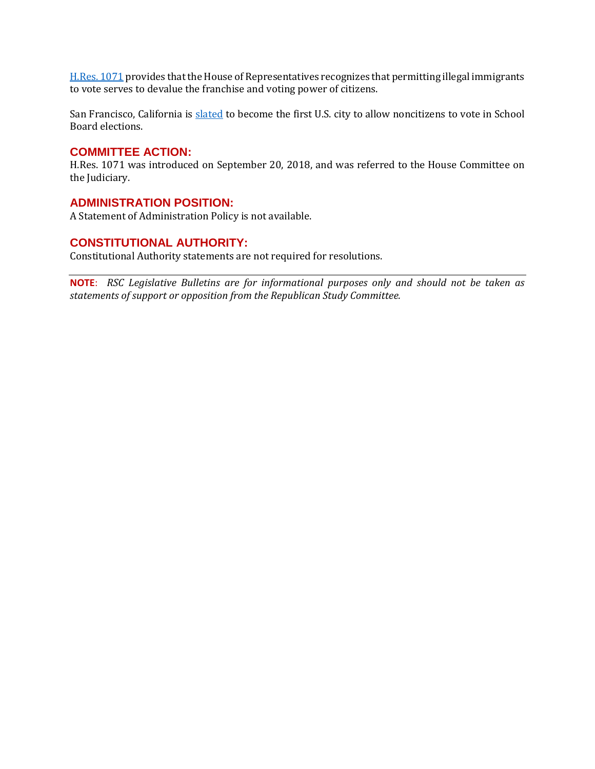H.Res. 1071 provides that the House of Representatives recognizes that permitting illegal immigrants to vote serves to devalue the franchise and voting power of citizens.

San Francisco, California is slated to become the first U.S. city to allow noncitizens to vote in School Board elections.

## COMMITTEE ACTION:

H.Res. 1071 was introduced on September 20, 2018, and was referred to the House Committee on the Judiciary.

## ADMINISTRATION POSITION:

A Statement of Administration Policy is not available.

## CONSTITUTIONAL AUTHORITY:

Constitutional Authority statements are not required for resolutions.

---

**NOTE**: *RSC Legislative Bulletins are for informational purposes only and should not be taken as statements of support or opposition from the Republican Study Committee.*